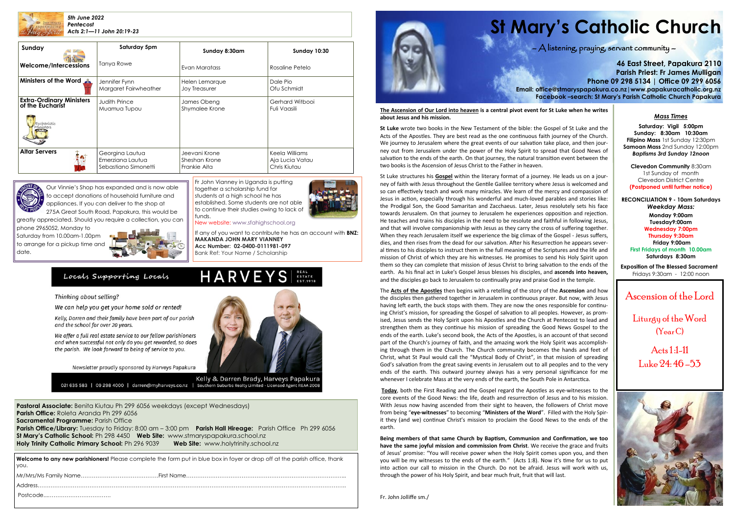*5th June 2022*
*Pentecost*
*Acts 2:1—11 John 20:19-23*

| Sunday | Saturday 5pm | Sunday 8:30am | Sunday 10:30 |
|---|---|---|---|
| Welcome/Intercessions | Tanya Rowe | Evan Maratass | Rosaline Petelo |
| Ministers of the Word | Jennifer Fynn<br>Margaret Fairweather | Helen Lemarque<br>Joy Treasurer | Dale Pio<br>Ofu Schmidt |
| Extra-Ordinary Ministers of the Eucharist | Judith Prince<br>Muamua Tupou | James Obeng<br>Shymalee Krone | Gerhard Witbooi<br>Fuli Vaasili |
| Altar Servers | Georgina Lautua<br>Emerziana Lautua<br>Sebastiano Simonetti | Jeevani Krone<br>Sheshan Krone<br>Frankie Aita | Keela Williams<br>Aja Lucia Vatau<br>Chris Kiutau |

Our Vinnie's Shop has expanded and is now able to accept donations of household furniture and appliances. If you can deliver to the shop at 275A Great South Road, Papakura, this would be greatly appreciated. Should you require a collection, you can phone 2965052, Monday to Saturday from 10.00am-1.00pm to arrange for a pickup time and date.

Fr John Vianney in Uganda is putting together a scholarship fund for students at a high school he has established. Some students are not able to continue their studies owing to lack of funds.
New website: www.sfahighschool.org

If any of you want to contribute he has an account with **BNZ: MAKANDA JOHN MARY VIANNEY**
**Acc Number: 02-0400-0111981-097**
Bank Ref: Your Name / Scholarship

*Locals Supporting Locals* — HARVEYS REAL ESTATE EST.1918

*Thinking about selling?*

*We can help you get your home sold or rented!*

*Kelly, Darren and their family have been part of our parish and the school for over 20 years.*

*We offer a full real estate service to our fellow parishioners and when successful not only do you get rewarded, so does the parish. We look forward to being of service to you.*

*Newsletter proudly sponsored by Harveys Papakura*

Kelly & Darren Brady, Harveys Papakura
021 635 583 | 09 298 4000 | darren@myharveys.co.nz | Southern Suburbs Realty Limited - Licensed Agent REAA 2008

**Pastoral Associate:** Benita Kiutau Ph 299 6056 weekdays (except Wednesdays)
**Parish Office:** Roleta Aranda Ph 299 6056
**Sacramental Programme:** Parish Office
**Parish Office/Library:** Tuesday to Friday: 8:00 am – 3:00 pm **Parish Hall Hireage:** Parish Office Ph 299 6056
**St Mary's Catholic School:** Ph 298 4450 **Web Site:** www.stmaryspapakura.school.nz
**Holy Trinity Catholic Primary School:** Ph 296 9039 **Web Site:** www.holytrinity.school.nz

**Welcome to any new parishioners!** Please complete the form put in blue box in foyer or drop off at the parish office, thank you.

Mr/Mrs/Ms Family Name……………………………………First Name……………………………………………………………………………

Address……………………………………………………………………………………………………………………………………………

Postcode……………………………….

# St Mary's Catholic Church

*– A listening, praying, servant community –*

**46 East Street, Papakura 2110**
**Parish Priest: Fr James Mulligan**
**Phone 09 298 5134 | Office 09 299 6056**
**Email: office@stmaryspapakura.co.nz | www.papakuracatholic.org.nz**
**Facebook –search: St Mary's Parish Catholic Church Papakura**

**The Ascension of Our Lord into heaven is a central pivot event for St Luke when he writes about Jesus and his mission.**

**St Luke** wrote two books in the New Testament of the bible: the Gospel of St Luke and the Acts of the Apostles. They are best read as the one continuous faith journey of the Church. We journey to Jerusalem where the great events of our salvation take place, and then journey out from Jerusalem under the power of the Holy Spirit to spread that Good News of salvation to the ends of the earth. On that journey, the natural transition event between the two books is the Ascension of Jesus Christ to the Father in heaven.

St Luke structures his **Gospel** within the literary format of a journey. He leads us on a journey of faith with Jesus throughout the Gentile Galilee territory where Jesus is welcomed and so can effectively teach and work many miracles. We learn of the mercy and compassion of Jesus in action, especially through his wonderful and much-loved parables and stories like: the Prodigal Son, the Good Samaritan and Zacchaeus. Later, Jesus resolutely sets his face towards Jerusalem. On that journey to Jerusalem he experiences opposition and rejection. He teaches and trains his disciples in the need to be resolute and faithful in following Jesus, and that will involve companionship with Jesus as they carry the cross of suffering together. When they reach Jerusalem itself we experience the big climax of the Gospel - Jesus suffers, dies, and then rises from the dead for our salvation. After his Resurrection he appears several times to his disciples to instruct them in the full meaning of the Scriptures and the life and mission of Christ of which they are his witnesses. He promises to send his Holy Spirit upon them so they can complete that mission of Jesus Christ to bring salvation to the ends of the earth. As his final act in Luke's Gospel Jesus blesses his disciples, and **ascends into heaven,** and the disciples go back to Jerusalem to continually pray and praise God in the temple.

The **Acts of the Apostles** then begins with a retelling of the story of the **Ascension** and how the disciples then gathered together in Jerusalem in continuous prayer. But now, with Jesus having left earth, the buck stops with them. They are now the ones responsible for continuing Christ's mission, for spreading the Gospel of salvation to all peoples. However, as promised, Jesus sends the Holy Spirit upon his Apostles and the Church at Pentecost to lead and strengthen them as they continue his mission of spreading the Good News Gospel to the ends of the earth. Luke's second book, the Acts of the Apostles, is an account of that second part of the Church's journey of faith, and the amazing work the Holy Spirit was accomplishing through them in the Church. The Church community becomes the hands and feet of Christ, what St Paul would call the "Mystical Body of Christ", in that mission of spreading God's salvation from the great saving events in Jerusalem out to all peoples and to the very ends of the earth. This outward journey always has a very personal significance for me whenever I celebrate Mass at the very ends of the earth, the South Pole in Antarctica.

**Today**, both the First Reading and the Gospel regard the Apostles as eye-witnesses to the core events of the Good News: the life, death and resurrection of Jesus and to his mission. With Jesus now having ascended from their sight to heaven, the followers of Christ move from being "**eye-witnesses**" to becoming "**Ministers of the Word**". Filled with the Holy Spirit they (and we) continue Christ's mission to proclaim the Good News to the ends of the earth.

**Being members of that same Church by Baptism, Communion and Confirmation, we too have the same joyful mission and commission from Christ**. We receive the grace and fruits of Jesus' promise: "You will receive power when the Holy Spirit comes upon you, and then you will be my witnesses to the ends of the earth." (Acts 1:8). Now it's time for us to put into action our call to mission in the Church. Do not be afraid. Jesus will work with us, through the power of his Holy Spirit, and bear much fruit, fruit that will last.

Fr. John Jolliffe sm./

*Mass Times*

**Saturday: Vigil 5:00pm**
**Sunday: 8:30am 10:30am**
**Filipino Mass** 1st Sunday 12:30pm
**Samoan Mass** 2nd Sunday 12:00pm
***Baptisms 3rd Sunday 12noon***

**Clevedon Community** 8:30am
1st Sunday of month
Clevedon District Centre
**(Postponed until further notice)**

**RECONCILIATION 9 - 10am Saturdays**
***Weekday Mass:***
**Monday 9:00am**
**Tuesday9:00am**
**Wednesday 7:00pm**
**Thursday 9:30am**
**Friday 9:00am**
**First Fridays of month 10.00am**
**Saturdays 8:30am**

**Exposition of The Blessed Sacrament**
Fridays 9:30am - 12:00 noon

## Ascension of the Lord

Liturgy of the Word
(Year C)

Acts 1:1-11
Luke 24: 46 -53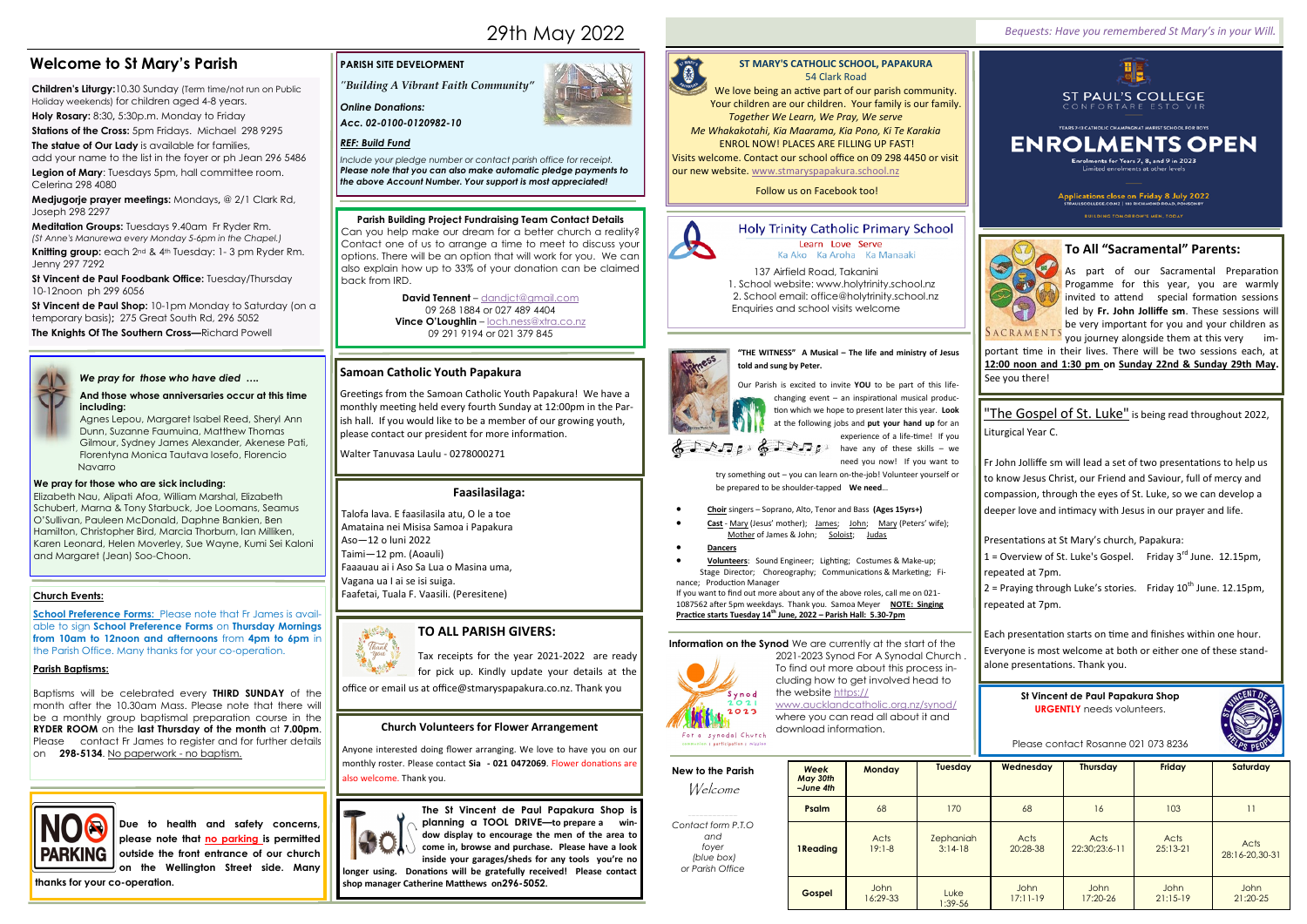# 29th May 2022

*Bequests: Have you remembered St Mary's in your Will.*

## Welcome to St Mary's Parish

**Children's Liturgy:** 10.30 Sunday (Term time/not run on Public Holiday weekends) for children aged 4-8 years.
**Holy Rosary:** 8:30, 5:30p.m. Monday to Friday
**Stations of the Cross:** 5pm Fridays. Michael 298 9295
**The statue of Our Lady** is available for families, add your name to the list in the foyer or ph Jean 296 5486
**Legion of Mary**: Tuesdays 5pm, hall committee room. Celerina 298 4080
**Medjugorje prayer meetings:** Mondays, @ 2/1 Clark Rd, Joseph 298 2297
**Meditation Groups:** Tuesdays 9.40am Fr Ryder Rm. *(St Anne's Manurewa every Monday 5-6pm in the Chapel.)*
**Knitting group:** each 2nd & 4th Tuesday: 1- 3 pm Ryder Rm. Jenny 297 7292
**St Vincent de Paul Foodbank Office:** Tuesday/Thursday 10-12noon ph 299 6056
**St Vincent de Paul Shop:** 10-1pm Monday to Saturday (on a temporary basis); 275 Great South Rd, 296 5052
**The Knights Of The Southern Cross—**Richard Powell

*We pray for those who have died ….*

**And those whose anniversaries occur at this time including:**
Agnes Lepou, Margaret Isabel Reed, Sheryl Ann Dunn, Suzanne Faumuina, Matthew Thomas Gilmour, Sydney James Alexander, Akenese Pati, Florentyna Monica Tautava Iosefo, Florencio Navarro

**We pray for those who are sick including:**
Elizabeth Nau, Alipati Afoa, William Marshal, Elizabeth Schubert, Marna & Tony Starbuck, Joe Loomans, Seamus O'Sullivan, Pauleen McDonald, Daphne Bankien, Ben Hamilton, Christopher Bird, Marcia Thorburn, Ian Milliken, Karen Leonard, Helen Moverley, Sue Wayne, Kumi Sei Kaloni and Margaret (Jean) Soo-Choon.

**Church Events:**

**School Preference Forms:** Please note that Fr James is available to sign **School Preference Forms** on **Thursday Mornings from 10am to 12noon and afternoons** from **4pm to 6pm** in the Parish Office. Many thanks for your co-operation.

**Parish Baptisms:**

Baptisms will be celebrated every **THIRD SUNDAY** of the month after the 10.30am Mass. Please note that there will be a monthly group baptismal preparation course in the **RYDER ROOM** on the **last Thursday of the month** at **7.00pm**. Please contact Fr James to register and for further details on **298-5134**. No paperwork - no baptism.

NO PARKING

**Due to health and safety concerns, please note that no parking is permitted outside the front entrance of our church on the Wellington Street side. Many thanks for your co-operation.**

**PARISH SITE DEVELOPMENT**

*"Building A Vibrant Faith Community"*

***Online Donations:***
***Acc. 02-0100-0120982-10***
***REF: Build Fund***

*Include your pledge number or contact parish office for receipt.*
***Please note that you can also make automatic pledge payments to the above Account Number. Your support is most appreciated!***

**Parish Building Project Fundraising Team Contact Details**

Can you help make our dream for a better church a reality? Contact one of us to arrange a time to meet to discuss your options. There will be an option that will work for you. We can also explain how up to 33% of your donation can be claimed back from IRD.

**David Tennent** – dandjct@gmail.com
09 268 1884 or 027 489 4404
**Vince O'Loughlin** – loch.ness@xtra.co.nz
09 291 9194 or 021 379 845

## Samoan Catholic Youth Papakura

Greetings from the Samoan Catholic Youth Papakura! We have a monthly meeting held every fourth Sunday at 12:00pm in the Parish hall. If you would like to be a member of our growing youth, please contact our president for more information.

Walter Tanuvasa Laulu - 0278000271

### Faasilasilaga:

Talofa lava. E faasilasila atu, O le a toe
Amatalina nei Misisa Samoa i Papakura
Aso—12 o luni 2022
Taimi—12 pm. (Aoauli)
Faaauau ai i Aso Sa Lua o Masina uma,
Vagana ua I ai se isi suiga.
Faafetai, Tuala F. Vaasili. (Peresitene)

## TO ALL PARISH GIVERS:

Tax receipts for the year 2021-2022 are ready for pick up. Kindly update your details at the office or email us at office@stmaryspapakura.co.nz. Thank you

### Church Volunteers for Flower Arrangement

Anyone interested doing flower arranging. We love to have you on our monthly roster. Please contact **Sia - 021 0472069**. Flower donations are also welcome. Thank you.

**The St Vincent de Paul Papakura Shop is planning a TOOL DRIVE—to prepare a window display to encourage the men of the area to come in, browse and purchase. Please have a look inside your garages/sheds for any tools you're no longer using. Donations will be gratefully received! Please contact shop manager Catherine Matthews on296-5052.**

**ST MARY'S CATHOLIC SCHOOL, PAPAKURA**
54 Clark Road
We love being an active part of our parish community. Your children are our family. Your family is our family.
*Together We Learn, We Pray, We serve*
*Me Whakakotahi, Kia Maarama, Kia Pono, Ki Te Karakia*
ENROL NOW! PLACES ARE FILLING UP FAST!
Visits welcome. Contact our school office on 09 298 4450 or visit our new website. www.stmaryspapakura.school.nz
Follow us on Facebook too!

**Holy Trinity Catholic Primary School**
Learn Love Serve
Ka Ako Ka Aroha Ka Manaaki
137 Airfield Road, Takanini
1. School website: www.holytrinity.school.nz
2. School email: office@holytrinity.school.nz
Enquiries and school visits welcome

**"THE WITNESS" A Musical – The life and ministry of Jesus told and sung by Peter.**

Our Parish is excited to invite **YOU** to be part of this life-changing event – an inspirational musical production which we hope to present later this year. **Look** at the following jobs and **put your hand up** for an experience of a life-time! If you have any of these skills – we need you now! If you want to try something out – you can learn on-the-job! Volunteer yourself or be prepared to be shoulder-tapped **We need…**

- **Choir** singers – Soprano, Alto, Tenor and Bass **(Ages 15yrs+)**
- **Cast** - Mary (Jesus' mother); James; John; Mary (Peters' wife); Mother of James & John; Soloist; Judas
- **Dancers**
- **Volunteers**: Sound Engineer; Lighting; Costumes & Make-up; Stage Director; Choreography; Communications & Marketing; Finance; Production Manager

If you want to find out more about any of the above roles, call me on 021-1087562 after 5pm weekdays. Thank you. Samoa Meyer **NOTE: Singing Practice starts Tuesday 14th June, 2022 – Parish Hall: 5.30-7pm**

**Information on the Synod** We are currently at the start of the 2021-2023 Synod For A Synodal Church. To find out more about this process including how to get involved head to the website https://www.aucklandcatholic.org.nz/synod/ where you can read all about it and download information.

**ST PAUL'S COLLEGE**
CONFORTARE ESTO VIR
YEARS 7-13 CATHOLIC CHAMPAGNAT MARIST SCHOOL FOR BOYS
**ENROLMENTS OPEN**
Enrolments for Years 7, 8, and 9 in 2023
Limited enrolments at other levels
Applications close on Friday 8 July 2022
BUILDING TOMORROW'S MEN, TODAY

## To All "Sacramental" Parents:

As part of our Sacramental Preparation Programme for this year, you are warmly invited to attend special formation sessions led by **Fr. John Jolliffe sm**. These sessions will be very important for you and your children as you journey alongside them at this very important time in their lives. There will be two sessions each, at **12:00 noon and 1:30 pm on Sunday 22nd & Sunday 29th May.** See you there!

"The Gospel of St. Luke" is being read throughout 2022, Liturgical Year C.

Fr John Jolliffe sm will lead a set of two presentations to help us to know Jesus Christ, our Friend and Saviour, full of mercy and compassion, through the eyes of St. Luke, so we can develop a deeper love and intimacy with Jesus in our prayer and life.

Presentations at St Mary's church, Papakura:
1 = Overview of St. Luke's Gospel. Friday 3rd June. 12.15pm, repeated at 7pm.
2 = Praying through Luke's stories. Friday 10th June. 12.15pm, repeated at 7pm.

Each presentation starts on time and finishes within one hour. Everyone is most welcome at both or either one of these stand-alone presentations. Thank you.

**St Vincent de Paul Papakura Shop**
**URGENTLY** needs volunteers.
Please contact Rosanne 021 073 8236

**New to the Parish**
*Welcome*
Contact form P.T.O and foyer (blue box) or Parish Office

| Week May 30th –June 4th | Monday | Tuesday | Wednesday | Thursday | Friday | Saturday |
|---|---|---|---|---|---|---|
| Psalm | 68 | 170 | 68 | 16 | 103 | 11 |
| 1Reading | Acts 19:1-8 | Zephaniah 3:14-18 | Acts 20:28-38 | Acts 22:30;23:6-11 | Acts 25:13-21 | Acts 28:16-20,30-31 |
| Gospel | John 16:29-33 | Luke 1:39-56 | John 17:11-19 | John 17:20-26 | John 21:15-19 | John 21:20-25 |